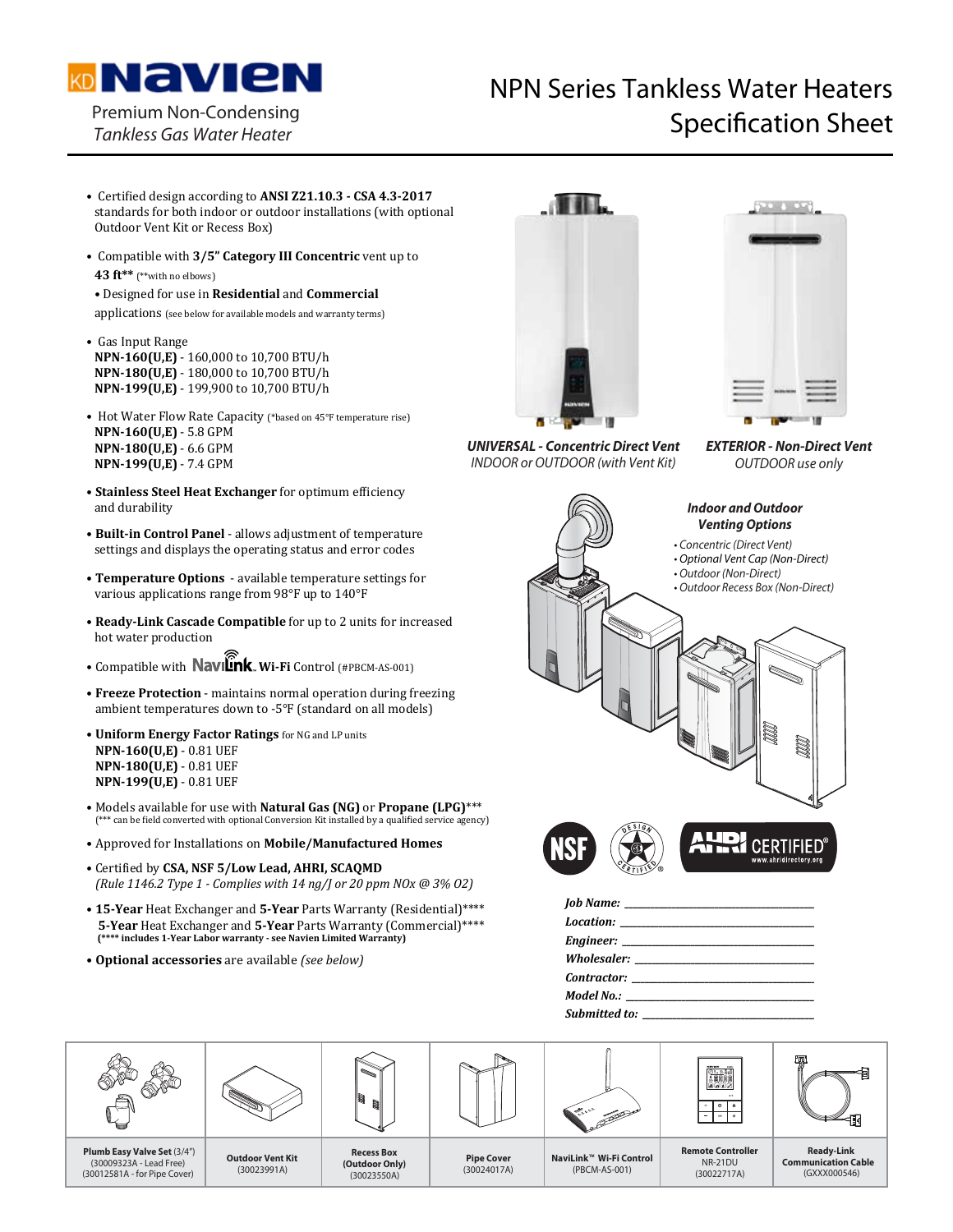# Navien

Premium Non-Condensing
*Tankless Gas Water Heater*

# NPN Series Tankless Water Heaters Specification Sheet

- Certified design according to **ANSI Z21.10.3 - CSA 4.3-2017** standards for both indoor or outdoor installations (with optional Outdoor Vent Kit or Recess Box)
- Compatible with **3/5" Category III Concentric** vent up to **43 ft**** (**with no elbows)
- Designed for use in **Residential** and **Commercial** applications (see below for available models and warranty terms)
- Gas Input Range
  **NPN-160(U,E)** - 160,000 to 10,700 BTU/h
  **NPN-180(U,E)** - 180,000 to 10,700 BTU/h
  **NPN-199(U,E)** - 199,900 to 10,700 BTU/h
- Hot Water Flow Rate Capacity (*based on 45°F temperature rise)
  **NPN-160(U,E)** - 5.8 GPM
  **NPN-180(U,E)** - 6.6 GPM
  **NPN-199(U,E)** - 7.4 GPM
- **Stainless Steel Heat Exchanger** for optimum efficiency and durability
- **Built-in Control Panel** - allows adjustment of temperature settings and displays the operating status and error codes
- **Temperature Options** - available temperature settings for various applications range from 98°F up to 140°F
- **Ready-Link Cascade Compatible** for up to 2 units for increased hot water production
- Compatible with NaviLink **Wi-Fi** Control (#PBCM-AS-001)
- **Freeze Protection** - maintains normal operation during freezing ambient temperatures down to -5°F (standard on all models)
- **Uniform Energy Factor Ratings** for NG and LP units
  **NPN-160(U,E)** - 0.81 UEF
  **NPN-180(U,E)** - 0.81 UEF
  **NPN-199(U,E)** - 0.81 UEF
- Models available for use with **Natural Gas (NG)** or **Propane (LPG)**\*\*\*
  (*** can be field converted with optional Conversion Kit installed by a qualified service agency)
- Approved for Installations on **Mobile/Manufactured Homes**
- Certified by **CSA, NSF 5/Low Lead, AHRI, SCAQMD**
  *(Rule 1146.2 Type 1 - Complies with 14 ng/J or 20 ppm NOx @ 3% O2)*
- **15-Year** Heat Exchanger and **5-Year** Parts Warranty (Residential)\*\*\*\*
  **5-Year** Heat Exchanger and **5-Year** Parts Warranty (Commercial)\*\*\*\*
  **(\*\*\*\* includes 1-Year Labor warranty - see Navien Limited Warranty)**
- **Optional accessories** are available *(see below)*

***UNIVERSAL - Concentric Direct Vent***
*INDOOR or OUTDOOR (with Vent Kit)*

***EXTERIOR - Non-Direct Vent***
*OUTDOOR use only*

***Indoor and Outdoor Venting Options***
- *Concentric (Direct Vent)*
- *Optional Vent Cap (Non-Direct)*
- *Outdoor (Non-Direct)*
- *Outdoor Recess Box (Non-Direct)*

NSF | CSA Design Certified | AHRI CERTIFIED® www.ahridirectory.org

***Job Name:*** ______________________
***Location:*** ______________________
***Engineer:*** ______________________
***Wholesaler:*** ______________________
***Contractor:*** ______________________
***Model No.:*** ______________________
***Submitted to:*** ______________________

| Plumb Easy Valve Set (3/4") (30009323A - Lead Free) (30012581A - for Pipe Cover) | Outdoor Vent Kit (30023991A) | Recess Box (Outdoor Only) (30023550A) | Pipe Cover (30024017A) | NaviLink™ Wi-Fi Control (PBCM-AS-001) | Remote Controller NR-21DU (30022717A) | Ready-Link Communication Cable (GXXX000546) |
|---|---|---|---|---|---|---|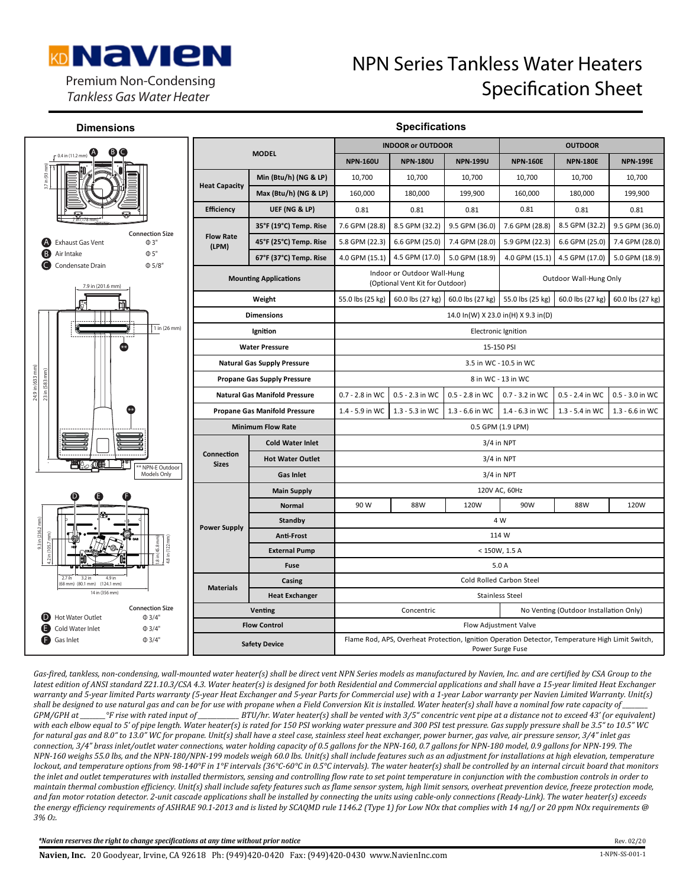# NPN Series Tankless Water Heaters Specification Sheet

Premium Non-Condensing
*Tankless Gas Water Heater*

## Dimensions

0.4 in (11.2 mm)
3.7 in (93 mm)
7 in (178 mm)

| | Connection Size |
|---|---|
| A Exhaust Gas Vent | Φ 3" |
| B Air Intake | Φ 5" |
| C Condensate Drain | Φ 5/8" |

7.9 in (201.6 mm)
1 in (26 mm)
24.9 in (633 mm)
23 in (583 mm)
** NPN-E Outdoor Models Only

9.3 in (236.2 mm)
4.2 in (105.7 mm)
1.8 in (45.8 mm)
4.8 in (122 mm)
2.7 in (68 mm)
3.2 in (80.1 mm)
4.9 in (124.1 mm)
14 in (356 mm)

| | Connection Size |
|---|---|
| D Hot Water Outlet | Φ 3/4" |
| E Cold Water Inlet | Φ 3/4" |
| F Gas Inlet | Φ 3/4" |

## Specifications

| MODEL | | INDOOR or OUTDOOR | | | OUTDOOR | | |
|---|---|---|---|---|---|---|---|
| | | NPN-160U | NPN-180U | NPN-199U | NPN-160E | NPN-180E | NPN-199E |
| Heat Capacity | Min (Btu/h) (NG & LP) | 10,700 | 10,700 | 10,700 | 10,700 | 10,700 | 10,700 |
| | Max (Btu/h) (NG & LP) | 160,000 | 180,000 | 199,900 | 160,000 | 180,000 | 199,900 |
| Efficiency | UEF (NG & LP) | 0.81 | 0.81 | 0.81 | 0.81 | 0.81 | 0.81 |
| Flow Rate (LPM) | 35°F (19°C) Temp. Rise | 7.6 GPM (28.8) | 8.5 GPM (32.2) | 9.5 GPM (36.0) | 7.6 GPM (28.8) | 8.5 GPM (32.2) | 9.5 GPM (36.0) |
| | 45°F (25°C) Temp. Rise | 5.8 GPM (22.3) | 6.6 GPM (25.0) | 7.4 GPM (28.0) | 5.9 GPM (22.3) | 6.6 GPM (25.0) | 7.4 GPM (28.0) |
| | 67°F (37°C) Temp. Rise | 4.0 GPM (15.1) | 4.5 GPM (17.0) | 5.0 GPM (18.9) | 4.0 GPM (15.1) | 4.5 GPM (17.0) | 5.0 GPM (18.9) |
| Mounting Applications | | Indoor or Outdoor Wall-Hung (Optional Vent Kit for Outdoor) | | | Outdoor Wall-Hung Only | | |
| Weight | | 55.0 lbs (25 kg) | 60.0 lbs (27 kg) | 60.0 lbs (27 kg) | 55.0 lbs (25 kg) | 60.0 lbs (27 kg) | 60.0 lbs (27 kg) |
| Dimensions | | 14.0 In(W) X 23.0 in(H) X 9.3 in(D) | | | | | |
| Ignition | | Electronic Ignition | | | | | |
| Water Pressure | | 15-150 PSI | | | | | |
| Natural Gas Supply Pressure | | 3.5 in WC - 10.5 in WC | | | | | |
| Propane Gas Supply Pressure | | 8 in WC - 13 in WC | | | | | |
| Natural Gas Manifold Pressure | | 0.7 - 2.8 in WC | 0.5 - 2.3 in WC | 0.5 - 2.8 in WC | 0.7 - 3.2 in WC | 0.5 - 2.4 in WC | 0.5 - 3.0 in WC |
| Propane Gas Manifold Pressure | | 1.4 - 5.9 in WC | 1.3 - 5.3 in WC | 1.3 - 6.6 in WC | 1.4 - 6.3 in WC | 1.3 - 5.4 in WC | 1.3 - 6.6 in WC |
| Minimum Flow Rate | | 0.5 GPM (1.9 LPM) | | | | | |
| Connection Sizes | Cold Water Inlet | 3/4 in NPT | | | | | |
| | Hot Water Outlet | 3/4 in NPT | | | | | |
| | Gas Inlet | 3/4 in NPT | | | | | |
| Power Supply | Main Supply | 120V AC, 60Hz | | | | | |
| | Normal | 90 W | 88W | 120W | 90W | 88W | 120W |
| | Standby | 4 W | | | | | |
| | Anti-Frost | 114 W | | | | | |
| | External Pump | < 150W, 1.5 A | | | | | |
| | Fuse | 5.0 A | | | | | |
| Materials | Casing | Cold Rolled Carbon Steel | | | | | |
| | Heat Exchanger | Stainless Steel | | | | | |
| Venting | | Concentric | | | No Venting (Outdoor Installation Only) | | |
| Flow Control | | Flow Adjustment Valve | | | | | |
| Safety Device | | Flame Rod, APS, Overheat Protection, Ignition Operation Detector, Temperature High Limit Switch, Power Surge Fuse | | | | | |

*Gas-fired, tankless, non-condensing, wall-mounted water heater(s) shall be direct vent NPN Series models as manufactured by Navien, Inc. and are certified by CSA Group to the latest edition of ANSI standard Z21.10.3/CSA 4.3. Water heater(s) is designed for both Residential and Commercial applications and shall have a 15-year limited Heat Exchanger warranty and 5-year limited Parts warranty (5-year Heat Exchanger and 5-year Parts for Commercial use) with a 1-year Labor warranty per Navien Limited Warranty. Unit(s) shall be designed to use natural gas and can be for use with propane when a Field Conversion Kit is installed. Water heater(s) shall have a nominal fow rate capacity of _______ GPM/GPH at _______°F rise with rated input of __________ BTU/hr. Water heater(s) shall be vented with 3/5" concentric vent pipe at a distance not to exceed 43' (or equivalent) with each elbow equal to 5' of pipe length. Water heater(s) is rated for 150 PSI working water pressure and 300 PSI test pressure. Gas supply pressure shall be 3.5" to 10.5" WC for natural gas and 8.0" to 13.0" WC for propane. Unit(s) shall have a steel case, stainless steel heat exchanger, power burner, gas valve, air pressure sensor, 3/4" inlet gas connection, 3/4" brass inlet/outlet water connections, water holding capacity of 0.5 gallons for the NPN-160, 0.7 gallons for NPN-180 model, 0.9 gallons for NPN-199. The NPN-160 weighs 55.0 lbs, and the NPN-180/NPN-199 models weigh 60.0 lbs. Unit(s) shall include features such as an adjustment for installations at high elevation, temperature lockout, and temperature options from 98-140°F in 1°F intervals (36°C-60°C in 0.5°C intervals). The water heater(s) shall be controlled by an internal circuit board that monitors the inlet and outlet temperatures with installed thermistors, sensing and controlling flow rate to set point temperature in conjunction with the combustion controls in order to maintain thermal combustion efficiency. Unit(s) shall include safety features such as flame sensor system, high limit sensors, overheat prevention device, freeze protection mode, and fan motor rotation detector. 2-unit cascade applications shall be installed by connecting the units using cable-only connections (Ready-Link). The water heater(s) exceeds the energy efficiency requirements of ASHRAE 90.1-2013 and is listed by SCAQMD rule 1146.2 (Type 1) for Low NOx that complies with 14 ng/J or 20 ppm NOx requirements @ 3% $O_2$.*

***Navien reserves the right to change specifications at any time without prior notice***

Rev. 02/20

**Navien, Inc.** 20 Goodyear, Irvine, CA 92618 Ph: (949)420-0420 Fax: (949)420-0430 www.NavienInc.com

1-NPN-SS-001-1